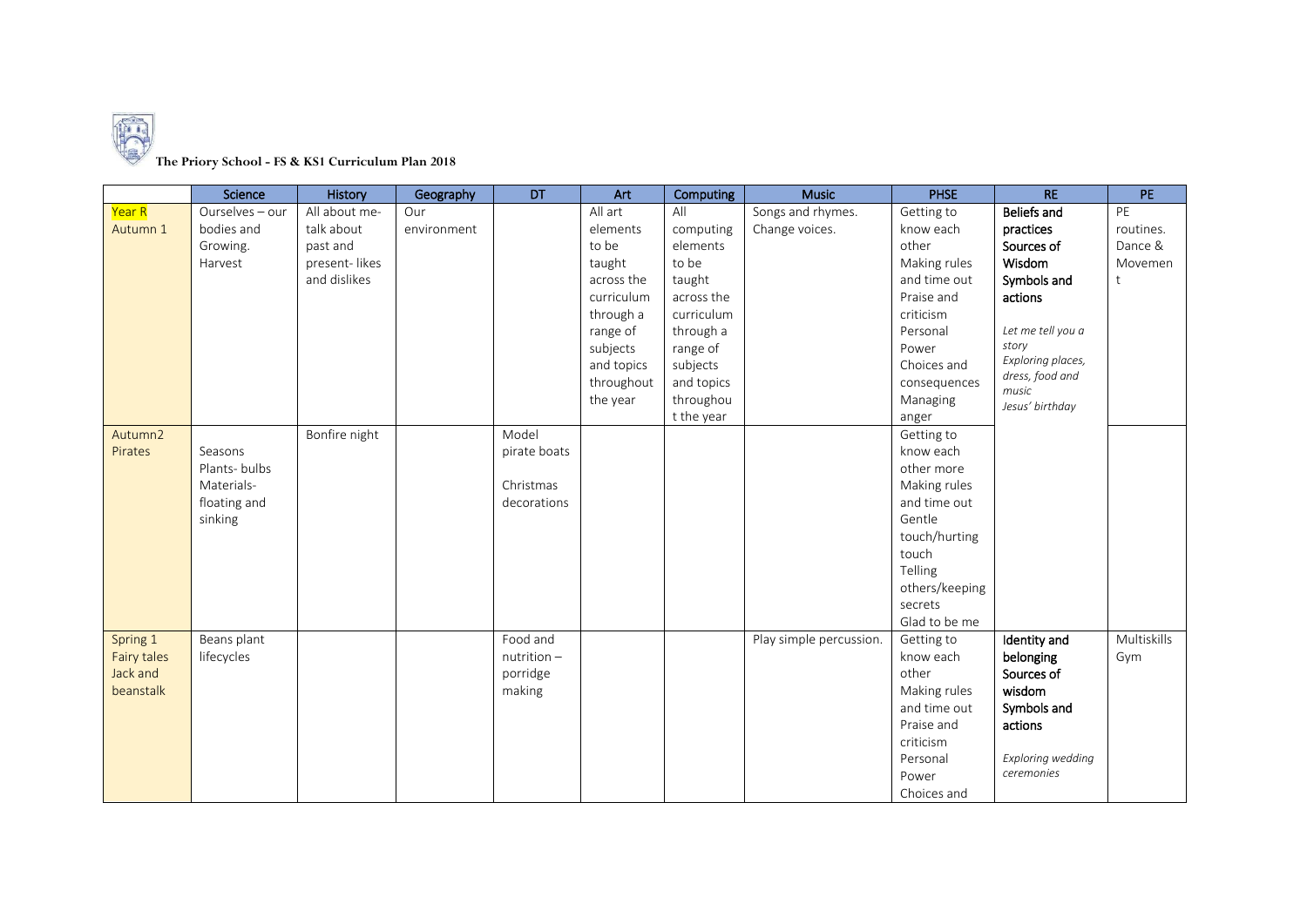**The Priory School - FS & KS1 Curriculum Plan 2018**

| | Science | History | Geography | DT | Art | Computing | Music | PHSE | RE | PE |
|---|---|---|---|---|---|---|---|---|---|---|
| Year R<br>Autumn 1 | Ourselves – our bodies and Growing.<br>Harvest | All about me- talk about past and present- likes and dislikes | Our environment | | All art elements to be taught across the curriculum through a range of subjects and topics throughout the year | All computing elements to be taught across the curriculum through a range of subjects and topics throughout the year | Songs and rhymes.<br>Change voices. | Getting to know each other<br>Making rules and time out<br>Praise and criticism<br>Personal Power<br>Choices and consequences<br>Managing anger | **Beliefs and practices**<br>**Sources of Wisdom**<br>**Symbols and actions**<br><br>*Let me tell you a story*<br>*Exploring places, dress, food and music*<br>*Jesus' birthday* | PE routines.<br>Dance & Movement |
| Autumn2<br>Pirates | Seasons<br>Plants- bulbs<br>Materials- floating and sinking | Bonfire night | | Model pirate boats<br><br>Christmas decorations | | | | Getting to know each other more<br>Making rules and time out<br>Gentle touch/hurting touch<br>Telling others/keeping secrets<br>Glad to be me | | |
| Spring 1<br>Fairy tales<br>Jack and beanstalk | Beans plant lifecycles | | | Food and nutrition – porridge making | | | Play simple percussion. | Getting to know each other<br>Making rules and time out<br>Praise and criticism<br>Personal Power<br>Choices and | **Identity and belonging**<br>**Sources of wisdom**<br>**Symbols and actions**<br><br>*Exploring wedding ceremonies* | Multiskills<br>Gym |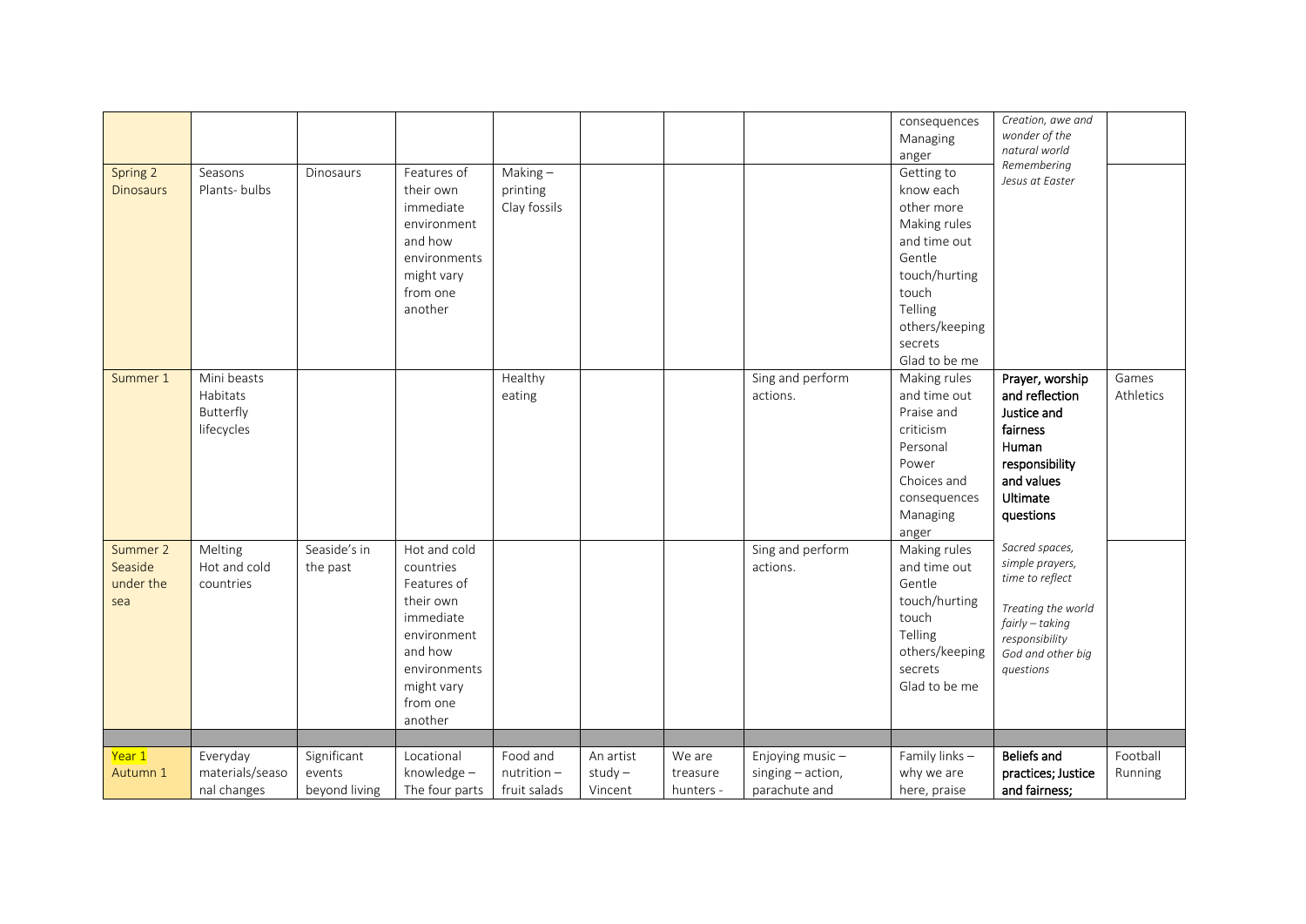| | | | | | | | | | | |
|---|---|---|---|---|---|---|---|---|---|---|
| | | | | | | | | consequences Managing anger | *Creation, awe and wonder of the natural world Remembering Jesus at Easter* | |
| Spring 2 Dinosaurs | Seasons Plants- bulbs | Dinosaurs | Features of their own immediate environment and how environments might vary from one another | Making – printing Clay fossils | | | | Getting to know each other more Making rules and time out Gentle touch/hurting touch Telling others/keeping secrets Glad to be me | | |
| Summer 1 | Mini beasts Habitats Butterfly lifecycles | | | Healthy eating | | | Sing and perform actions. | Making rules and time out Praise and criticism Personal Power Choices and consequences Managing anger | **Prayer, worship and reflection Justice and fairness Human responsibility and values Ultimate questions** | Games Athletics |
| Summer 2 Seaside under the sea | Melting Hot and cold countries | Seaside's in the past | Hot and cold countries Features of their own immediate environment and how environments might vary from one another | | | | Sing and perform actions. | Making rules and time out Gentle touch/hurting touch Telling others/keeping secrets Glad to be me | *Sacred spaces, simple prayers, time to reflect Treating the world fairly – taking responsibility God and other big questions* | |
| | | | | | | | | | | |
| Year 1 Autumn 1 | Everyday materials/seasonal changes | Significant events beyond living | Locational knowledge – The four parts | Food and nutrition – fruit salads | An artist study – Vincent | We are treasure hunters - | Enjoying music – singing – action, parachute and | Family links – why we are here, praise | **Beliefs and practices; Justice and fairness;** | Football Running |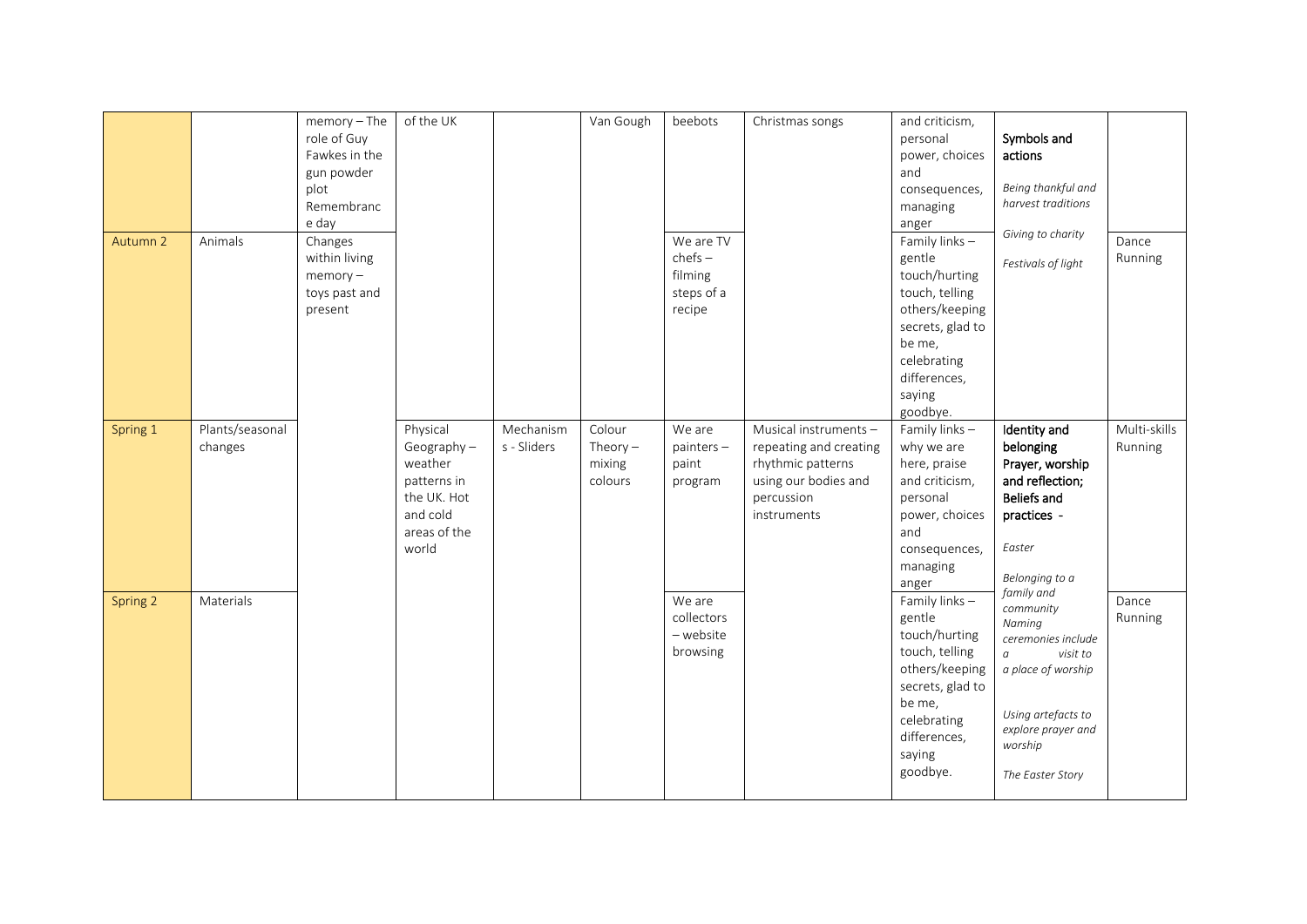| | | | | | | | | | | |
|---|---|---|---|---|---|---|---|---|---|---|
| | | memory – The role of Guy Fawkes in the gun powder plot Remembrance day | of the UK | | Van Gough | beebots | Christmas songs | and criticism, personal power, choices and consequences, managing anger | **Symbols and actions** *Being thankful and harvest traditions* *Giving to charity* *Festivals of light* | |
| Autumn 2 | Animals | Changes within living memory – toys past and present | | | | We are TV chefs – filming steps of a recipe | | Family links – gentle touch/hurting touch, telling others/keeping secrets, glad to be me, celebrating differences, saying goodbye. | | Dance Running |
| Spring 1 | Plants/seasonal changes | | Physical Geography – weather patterns in the UK. Hot and cold areas of the world | Mechanisms - Sliders | Colour Theory – mixing colours | We are painters – paint program | Musical instruments – repeating and creating rhythmic patterns using our bodies and percussion instruments | Family links – why we are here, praise and criticism, personal power, choices and consequences, managing anger | **Identity and belonging Prayer, worship and reflection; Beliefs and practices** - *Easter* *Belonging to a family and community* *Naming ceremonies include a visit to a place of worship* *Using artefacts to explore prayer and worship* *The Easter Story* | Multi-skills Running |
| Spring 2 | Materials | | | | | We are collectors – website browsing | | Family links – gentle touch/hurting touch, telling others/keeping secrets, glad to be me, celebrating differences, saying goodbye. | | Dance Running |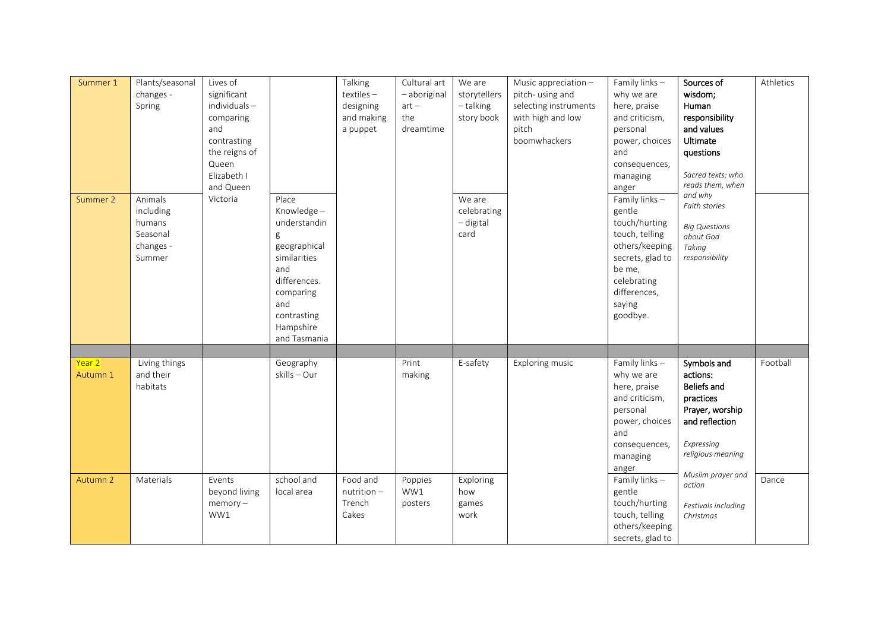| Summer 1 | Plants/seasonal changes - Spring | Lives of significant individuals – comparing and contrasting the reigns of Queen Elizabeth I and Queen Victoria | | Talking textiles – designing and making a puppet | Cultural art – aboriginal art – the dreamtime | We are storytellers – talking story book | Music appreciation – pitch- using and selecting instruments with high and low pitch boomwhackers | Family links – why we are here, praise and criticism, personal power, choices and consequences, managing anger | **Sources of wisdom; Human responsibility and values Ultimate questions** *Sacred texts: who reads them, when and why* *Faith stories* *Big Questions about God* *Taking responsibility* | Athletics |
|---|---|---|---|---|---|---|---|---|---|---|
| Summer 2 | Animals including humans Seasonal changes - Summer | | Place Knowledge – understanding geographical similarities and differences. comparing and contrasting Hampshire and Tasmania | | | We are celebrating – digital card | | Family links – gentle touch/hurting touch, telling others/keeping secrets, glad to be me, celebrating differences, saying goodbye. | | |
| | | | | | | | | | | |
| Year 2 Autumn 1 | Living things and their habitats | | Geography skills – Our school and local area | | Print making | E-safety | Exploring music | Family links – why we are here, praise and criticism, personal power, choices and consequences, managing anger | **Symbols and actions: Beliefs and practices Prayer, worship and reflection** *Expressing religious meaning* *Muslim prayer and action* *Festivals including Christmas* | Football |
| Autumn 2 | Materials | Events beyond living memory – WW1 | | Food and nutrition – Trench Cakes | Poppies WW1 posters | Exploring how games work | | Family links – gentle touch/hurting touch, telling others/keeping secrets, glad to | | Dance |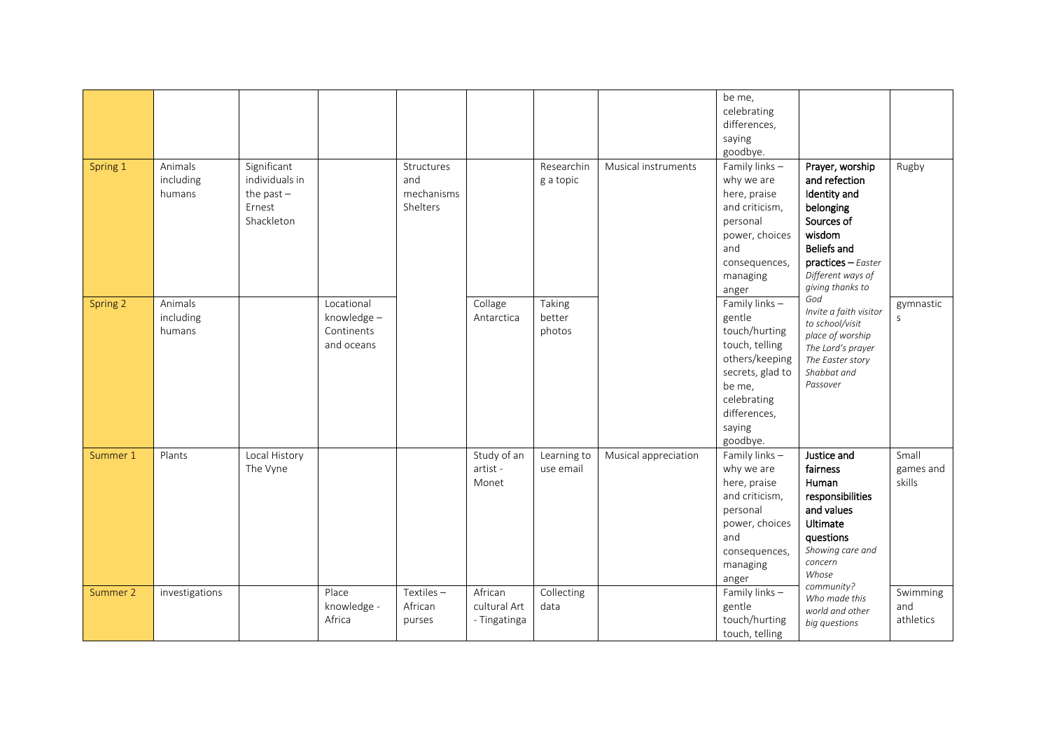| | | | | | | | | | | |
|---|---|---|---|---|---|---|---|---|---|---|
| | | | | | | | | be me, celebrating differences, saying goodbye. | | |
| Spring 1 | Animals including humans | Significant individuals in the past – Ernest Shackleton | | Structures and mechanisms Shelters | | Researching a topic | Musical instruments | Family links – why we are here, praise and criticism, personal power, choices and consequences, managing anger | **Prayer, worship and refection** **Identity and belonging** **Sources of wisdom** **Beliefs and practices** – *Easter* *Different ways of giving thanks to God* *Invite a faith visitor to school/visit place of worship* *The Lord's prayer* *The Easter story* *Shabbat and Passover* | Rugby |
| Spring 2 | Animals including humans | | Locational knowledge – Continents and oceans | | Collage Antarctica | Taking better photos | | Family links – gentle touch/hurting touch, telling others/keeping secrets, glad to be me, celebrating differences, saying goodbye. | | gymnastics |
| Summer 1 | Plants | Local History The Vyne | | | Study of an artist - Monet | Learning to use email | Musical appreciation | Family links – why we are here, praise and criticism, personal power, choices and consequences, managing anger | **Justice and fairness** **Human responsibilities and values** **Ultimate questions** *Showing care and concern* *Whose community?* *Who made this world and other big questions* | Small games and skills |
| Summer 2 | investigations | | Place knowledge - Africa | Textiles – African purses | African cultural Art - Tingatinga | Collecting data | | Family links – gentle touch/hurting touch, telling | | Swimming and athletics |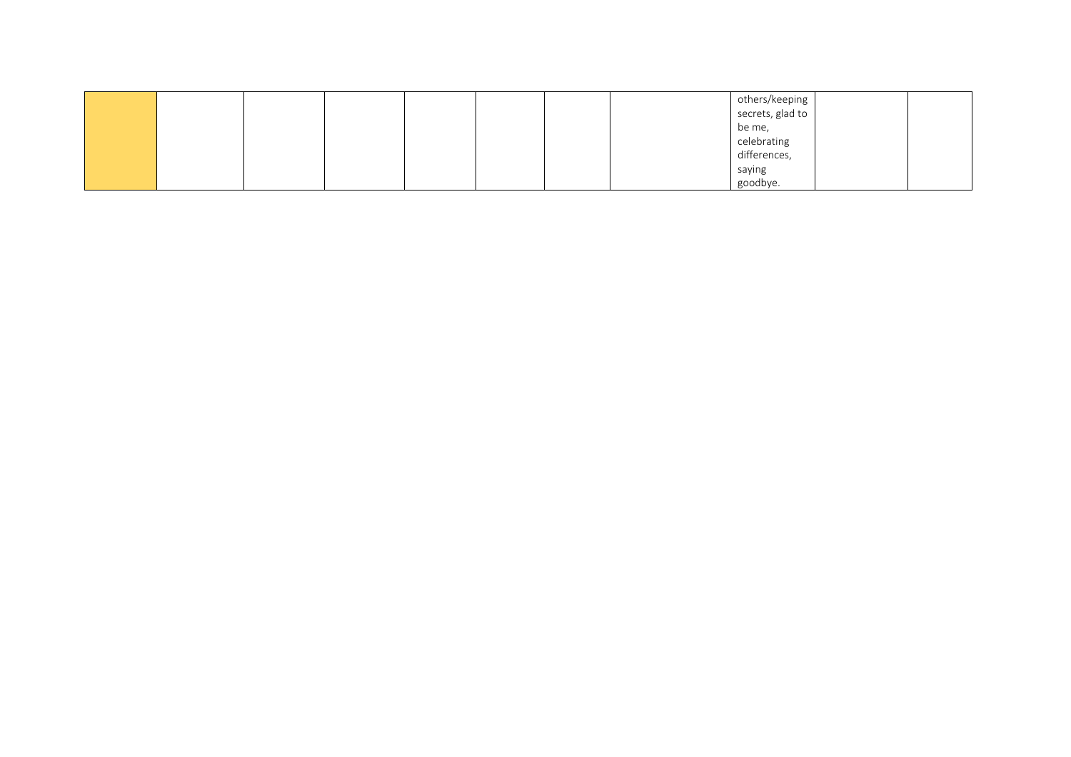| | | | | | | | | | | |
|---|---|---|---|---|---|---|---|---|---|---|
| | | | | | | | | others/keeping secrets, glad to be me, celebrating differences, saying goodbye. | | |